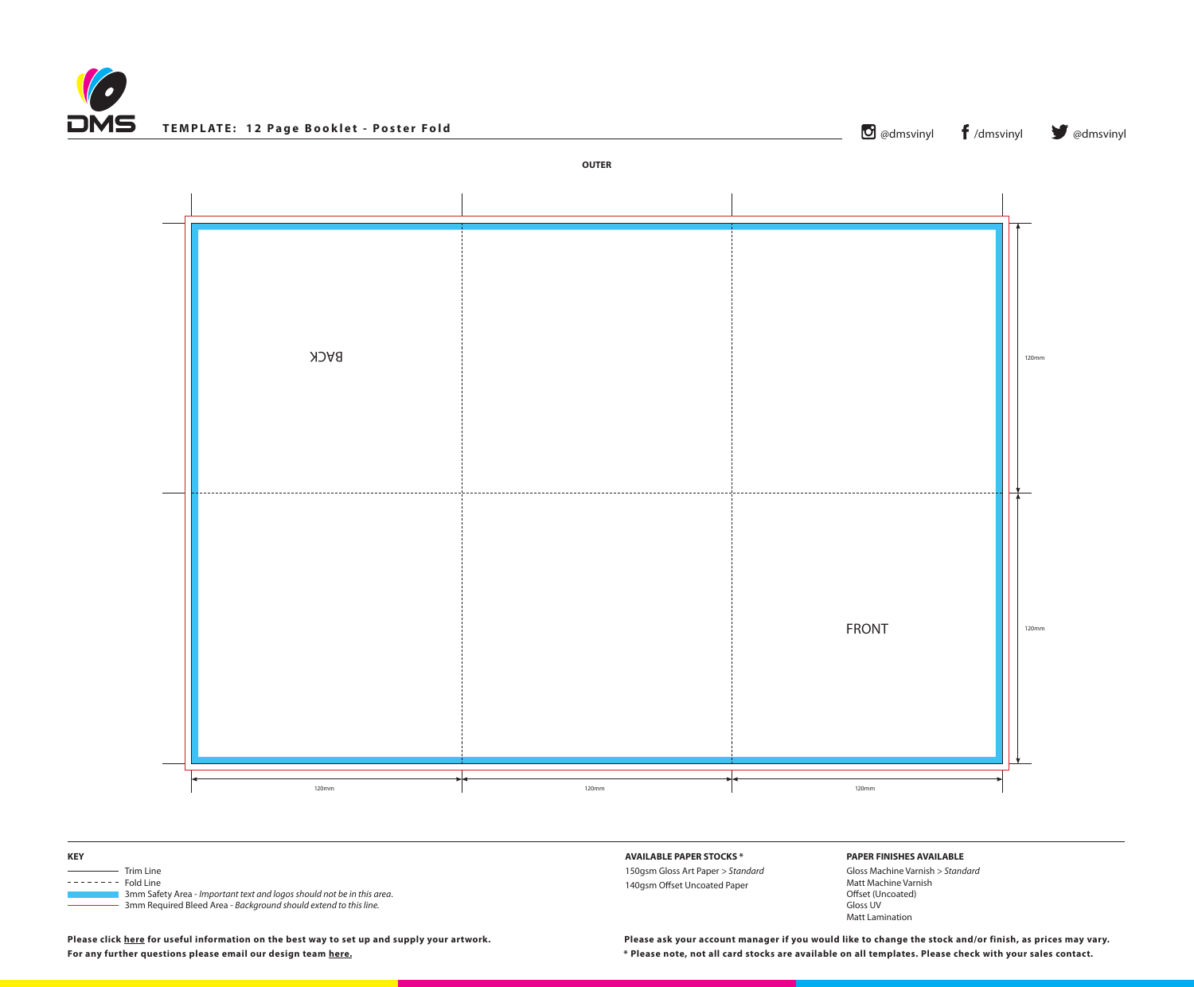# TEMPLATE: 12 Page Booklet - Poster Fold

@dmsvinyl /dmsvinyl @dmsvinyl

**OUTER**

BACK

FRONT

120mm

120mm

120mm 120mm 120mm

**KEY**

- Trim Line
- Fold Line
- 3mm Safety Area - *Important text and logos should not be in this area.*
- 3mm Required Bleed Area - *Background should extend to this line.*

**AVAILABLE PAPER STOCKS ***

150gsm Gloss Art Paper > *Standard*
140gsm Offset Uncoated Paper

**PAPER FINISHES AVAILABLE**

Gloss Machine Varnish > *Standard*
Matt Machine Varnish
Offset (Uncoated)
Gloss UV
Matt Lamination

**Please click here for useful information on the best way to set up and supply your artwork.**
**For any further questions please email our design team here.**

**Please ask your account manager if you would like to change the stock and/or finish, as prices may vary.**
*** Please note, not all card stocks are available on all templates. Please check with your sales contact.**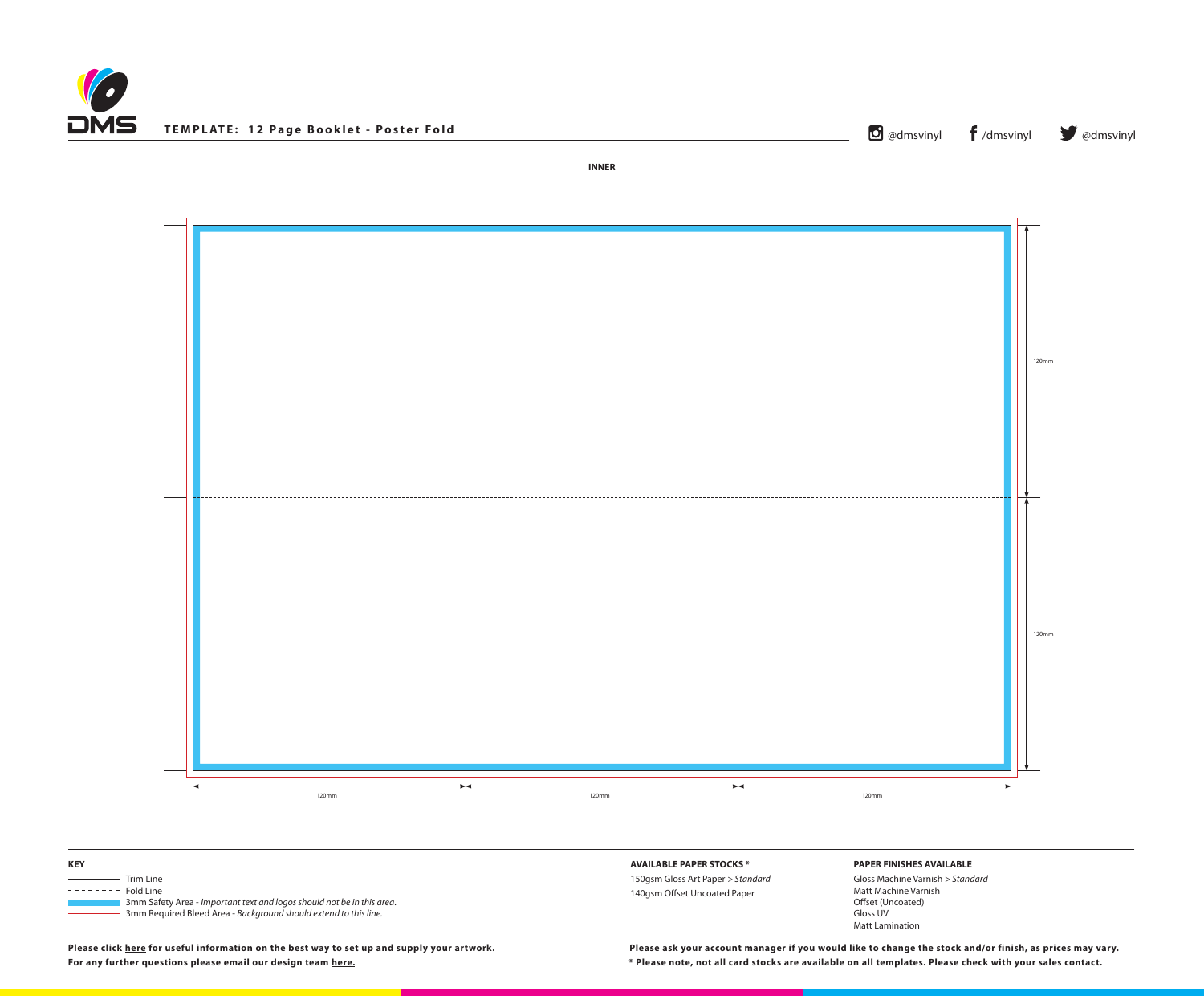**TEMPLATE: 12 Page Booklet - Poster Fold**

@dmsvinyl /dmsvinyl @dmsvinyl

**INNER**

120mm

120mm

120mm 120mm 120mm

**KEY**

Trim Line
Fold Line
3mm Safety Area - *Important text and logos should not be in this area.*
3mm Required Bleed Area - *Background should extend to this line.*

**AVAILABLE PAPER STOCKS ***

150gsm Gloss Art Paper > *Standard*
140gsm Offset Uncoated Paper

**PAPER FINISHES AVAILABLE**

Gloss Machine Varnish > *Standard*
Matt Machine Varnish
Offset (Uncoated)
Gloss UV
Matt Lamination

**Please click here for useful information on the best way to set up and supply your artwork.**
**For any further questions please email our design team here.**

**Please ask your account manager if you would like to change the stock and/or finish, as prices may vary.**
*** Please note, not all card stocks are available on all templates. Please check with your sales contact.**